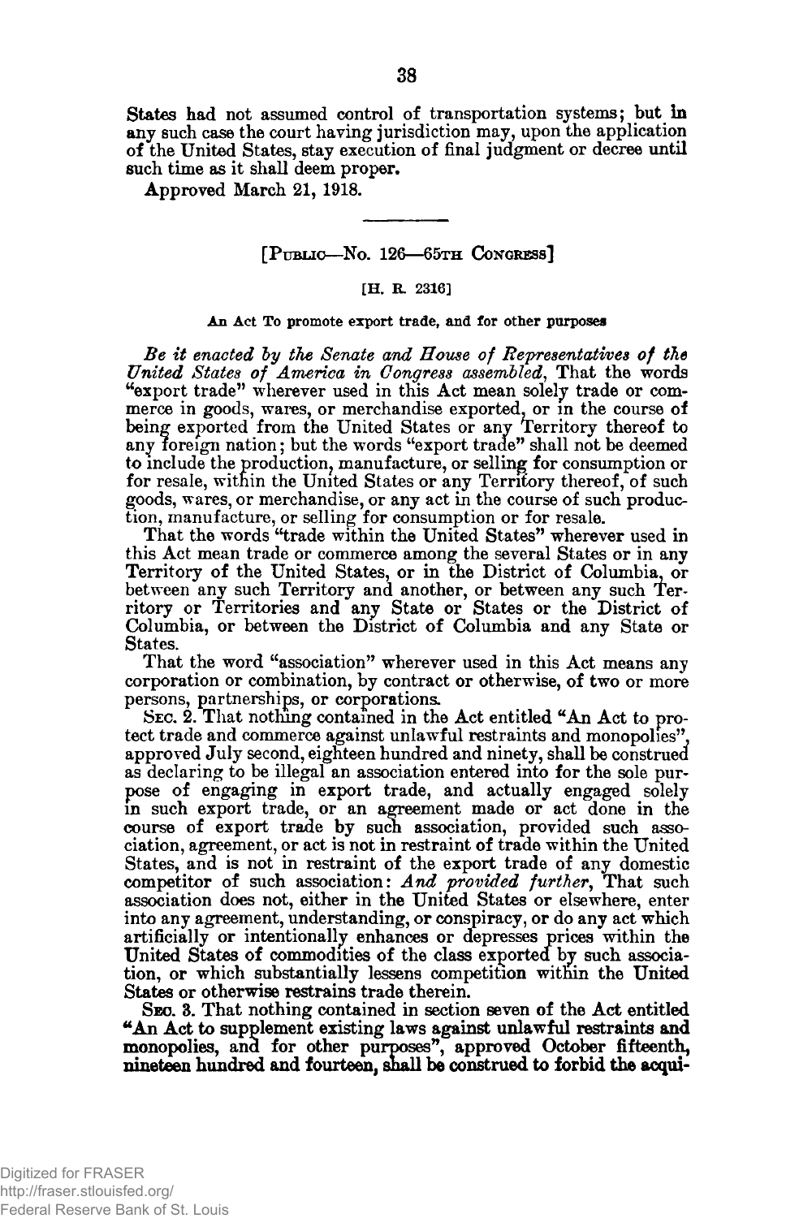States had not assumed control of transportation systems; but in any such case the court having jurisdiction may, upon the application of the United States, stay execution of final judgment or decree until such time as it shall deem proper.

Approved March 21, 1918.

---

[PUBLIC—No. 126—65TH CONGRESS]

[H. R. 2316]

**An Act To promote export trade, and for other purposes**

*Be it enacted by the Senate and House of Representatives of the United States of America in Congress assembled*, That the words "export trade" wherever used in this Act mean solely trade or commerce in goods, wares, or merchandise exported, or in the course of being exported from the United States or any Territory thereof to any foreign nation; but the words "export trade" shall not be deemed to include the production, manufacture, or selling for consumption or for resale, within the United States or any Territory thereof, of such goods, wares, or merchandise, or any act in the course of such production, manufacture, or selling for consumption or for resale.

That the words "trade within the United States" wherever used in this Act mean trade or commerce among the several States or in any Territory of the United States, or in the District of Columbia, or between any such Territory and another, or between any such Territory or Territories and any State or States or the District of Columbia, or between the District of Columbia and any State or States.

That the word "association" wherever used in this Act means any corporation or combination, by contract or otherwise, of two or more persons, partnerships, or corporations.

SEC. 2. That nothing contained in the Act entitled "An Act to protect trade and commerce against unlawful restraints and monopolies", approved July second, eighteen hundred and ninety, shall be construed as declaring to be illegal an association entered into for the sole purpose of engaging in export trade, and actually engaged solely in such export trade, or an agreement made or act done in the course of export trade by such association, provided such association, agreement, or act is not in restraint of trade within the United States, and is not in restraint of the export trade of any domestic competitor of such association: *And provided further*, That such association does not, either in the United States or elsewhere, enter into any agreement, understanding, or conspiracy, or do any act which artificially or intentionally enhances or depresses prices within the United States of commodities of the class exported by such association, or which substantially lessens competition within the United States or otherwise restrains trade therein.

SEC. 3. That nothing contained in section seven of the Act entitled "An Act to supplement existing laws against unlawful restraints and monopolies, and for other purposes", approved October fifteenth, nineteen hundred and fourteen, shall be construed to forbid the acqui-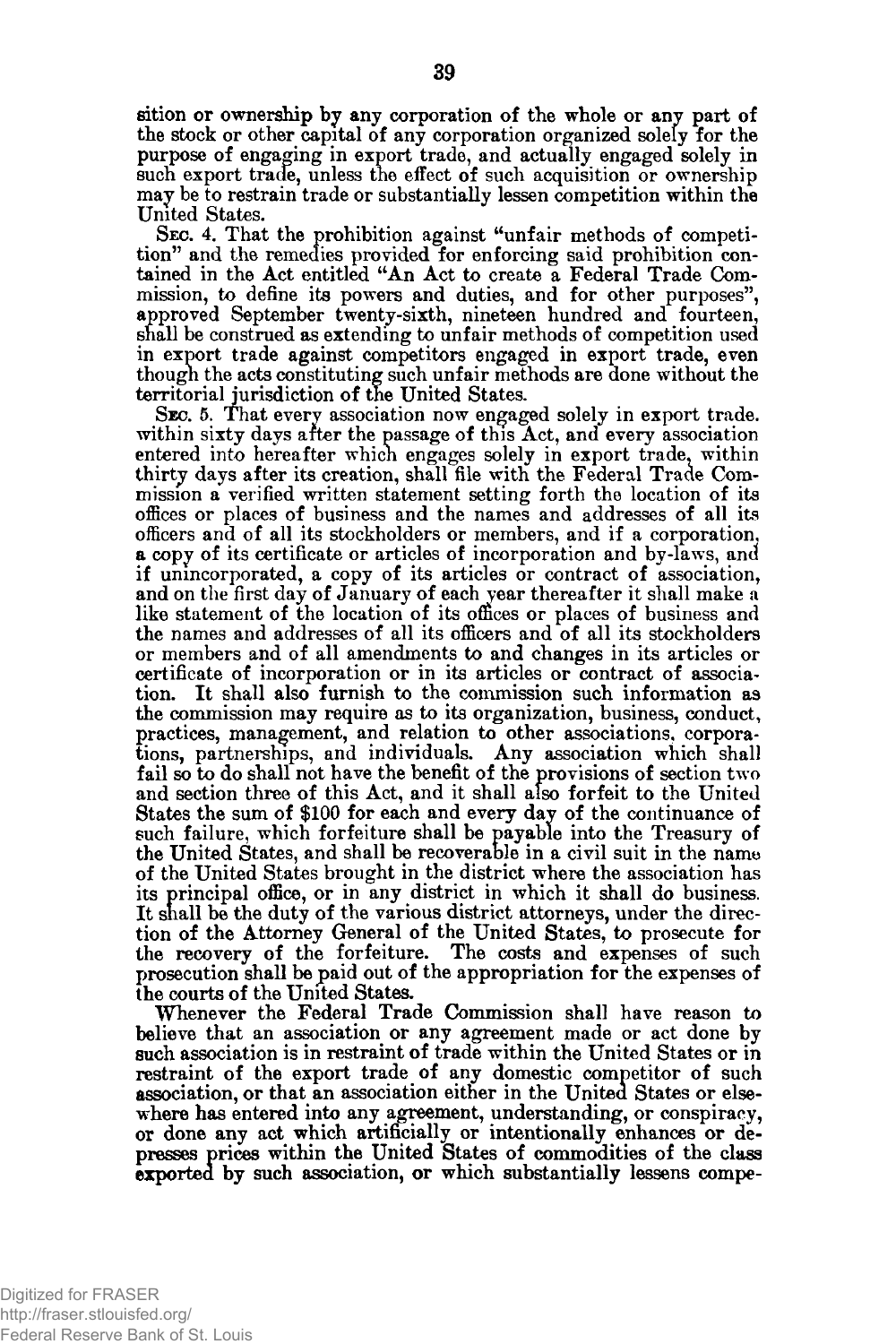sition or ownership by any corporation of the whole or any part of the stock or other capital of any corporation organized solely for the purpose of engaging in export trade, and actually engaged solely in such export trade, unless the effect of such acquisition or ownership may be to restrain trade or substantially lessen competition within the United States.

Sec. 4. That the prohibition against "unfair methods of competition" and the remedies provided for enforcing said prohibition contained in the Act entitled "An Act to create a Federal Trade Commission, to define its powers and duties, and for other purposes", approved September twenty-sixth, nineteen hundred and fourteen, shall be construed as extending to unfair methods of competition used in export trade against competitors engaged in export trade, even though the acts constituting such unfair methods are done without the territorial jurisdiction of the United States.

Sec. 5. That every association now engaged solely in export trade, within sixty days after the passage of this Act, and every association entered into hereafter which engages solely in export trade, within thirty days after its creation, shall file with the Federal Trade Commission a verified written statement setting forth the location of its offices or places of business and the names and addresses of all its officers and of all its stockholders or members, and if a corporation, a copy of its certificate or articles of incorporation and by-laws, and if unincorporated, a copy of its articles or contract of association, and on the first day of January of each year thereafter it shall make a like statement of the location of its offices or places of business and the names and addresses of all its officers and of all its stockholders or members and of all amendments to and changes in its articles or certificate of incorporation or in its articles or contract of association. It shall also furnish to the commission such information as the commission may require as to its organization, business, conduct, practices, management, and relation to other associations, corporations, partnerships, and individuals. Any association which shall fail so to do shall not have the benefit of the provisions of section two and section three of this Act, and it shall also forfeit to the United States the sum of $100 for each and every day of the continuance of such failure, which forfeiture shall be payable into the Treasury of the United States, and shall be recoverable in a civil suit in the name of the United States brought in the district where the association has its principal office, or in any district in which it shall do business. It shall be the duty of the various district attorneys, under the direction of the Attorney General of the United States, to prosecute for the recovery of the forfeiture. The costs and expenses of such prosecution shall be paid out of the appropriation for the expenses of the courts of the United States.

Whenever the Federal Trade Commission shall have reason to believe that an association or any agreement made or act done by such association is in restraint of trade within the United States or in restraint of the export trade of any domestic competitor of such association, or that an association either in the United States or elsewhere has entered into any agreement, understanding, or conspiracy, or done any act which artificially or intentionally enhances or depresses prices within the United States of commodities of the class exported by such association, or which substantially lessens compe-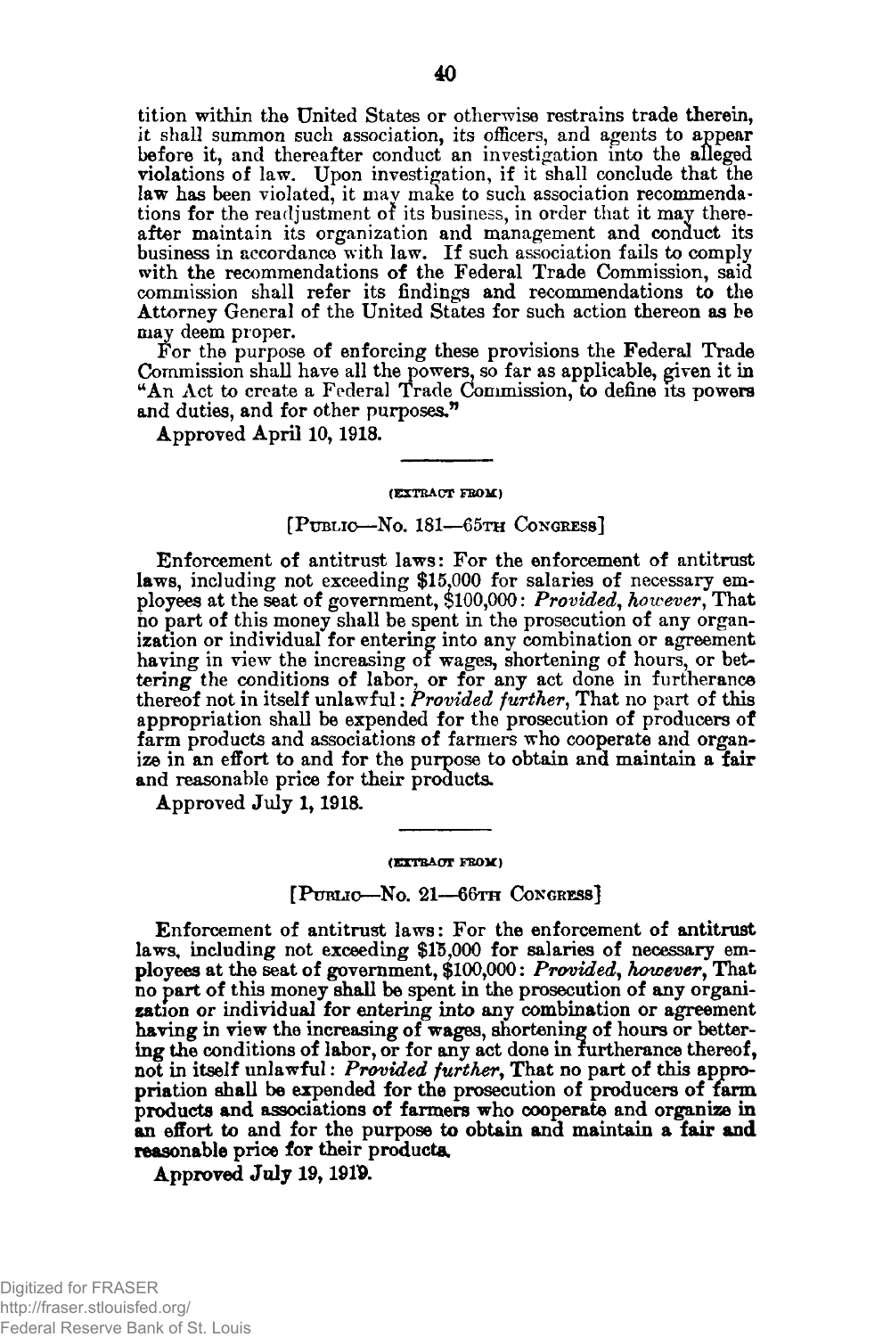tition within the United States or otherwise restrains trade therein, it shall summon such association, its officers, and agents to appear before it, and thereafter conduct an investigation into the alleged violations of law. Upon investigation, if it shall conclude that the law has been violated, it may make to such association recommendations for the readjustment of its business, in order that it may thereafter maintain its organization and management and conduct its business in accordance with law. If such association fails to comply with the recommendations of the Federal Trade Commission, said commission shall refer its findings and recommendations to the Attorney General of the United States for such action thereon as he may deem proper.

For the purpose of enforcing these provisions the Federal Trade Commission shall have all the powers, so far as applicable, given it in "An Act to create a Federal Trade Commission, to define its powers and duties, and for other purposes."

Approved April 10, 1918.

---

(EXTRACT FROM)

[PUBLIC—No. 181—65TH CONGRESS]

Enforcement of antitrust laws: For the enforcement of antitrust laws, including not exceeding $15,000 for salaries of necessary employees at the seat of government, $100,000: *Provided, however*, That no part of this money shall be spent in the prosecution of any organization or individual for entering into any combination or agreement having in view the increasing of wages, shortening of hours, or bettering the conditions of labor, or for any act done in furtherance thereof not in itself unlawful: *Provided further*, That no part of this appropriation shall be expended for the prosecution of producers of farm products and associations of farmers who cooperate and organize in an effort to and for the purpose to obtain and maintain a fair and reasonable price for their products.

Approved July 1, 1918.

---

(EXTRACT FROM)

[PUBLIC—No. 21—66TH CONGRESS]

Enforcement of antitrust laws: For the enforcement of antitrust laws, including not exceeding $15,000 for salaries of necessary employees at the seat of government, $100,000: *Provided, however*, That no part of this money shall be spent in the prosecution of any organization or individual for entering into any combination or agreement having in view the increasing of wages, shortening of hours or bettering the conditions of labor, or for any act done in furtherance thereof, not in itself unlawful: *Provided further*, That no part of this appropriation shall be expended for the prosecution of producers of farm products and associations of farmers who cooperate and organize in an effort to and for the purpose to obtain and maintain a fair and reasonable price for their products.

Approved July 19, 1919.